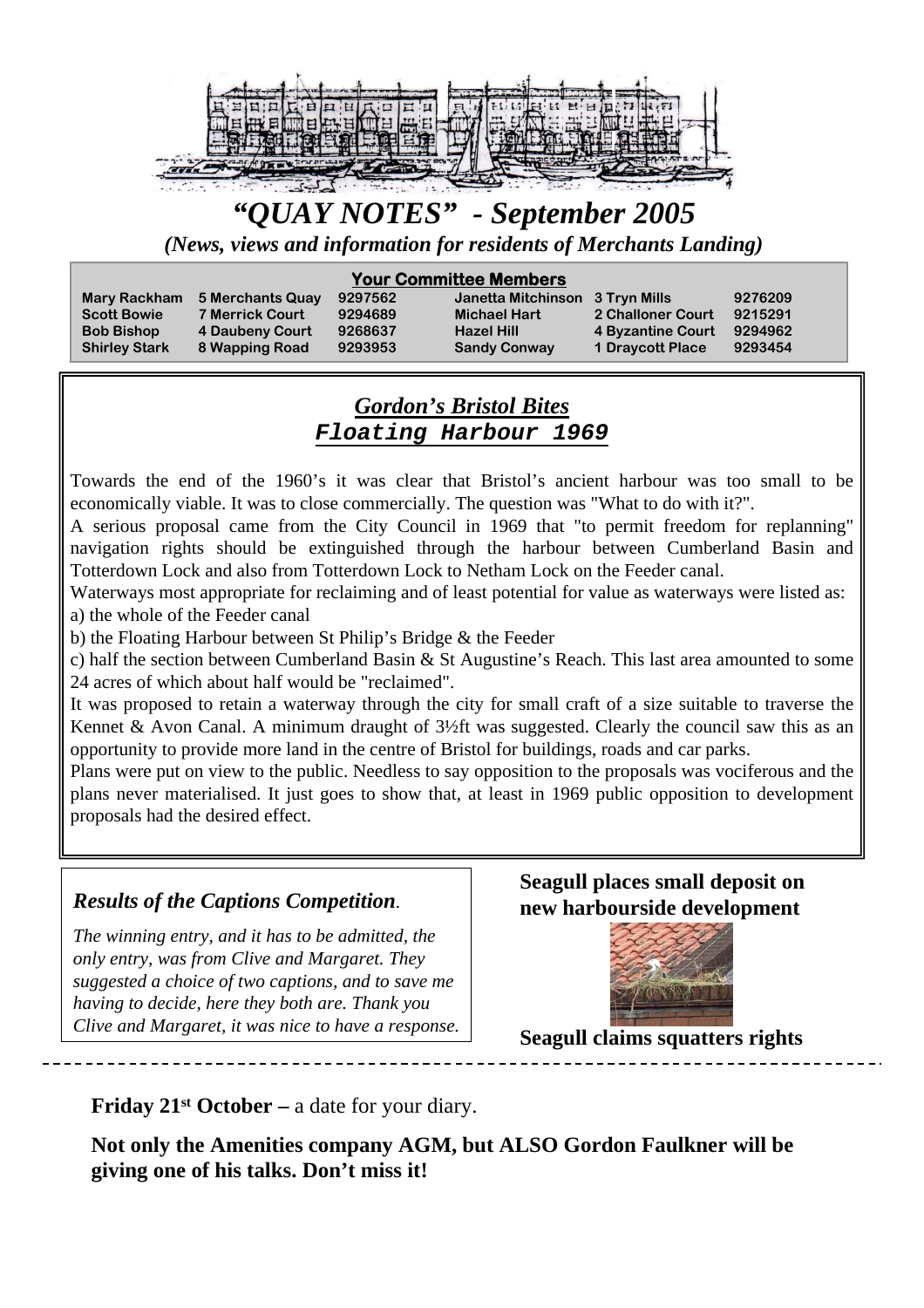# *"QUAY NOTES" - September 2005*

*(News, views and information for residents of Merchants Landing)*

**Your Committee Members**

| | | | | | |
|---|---|---|---|---|---|
| Mary Rackham | 5 Merchants Quay | 9297562 | Janetta Mitchinson | 3 Tryn Mills | 9276209 |
| Scott Bowie | 7 Merrick Court | 9294689 | Michael Hart | 2 Challoner Court | 9215291 |
| Bob Bishop | 4 Daubeny Court | 9268637 | Hazel Hill | 4 Byzantine Court | 9294962 |
| Shirley Stark | 8 Wapping Road | 9293953 | Sandy Conway | 1 Draycott Place | 9293454 |

## *Gordon's Bristol Bites*
## Floating Harbour 1969

Towards the end of the 1960's it was clear that Bristol's ancient harbour was too small to be economically viable. It was to close commercially. The question was "What to do with it?".

A serious proposal came from the City Council in 1969 that "to permit freedom for replanning" navigation rights should be extinguished through the harbour between Cumberland Basin and Totterdown Lock and also from Totterdown Lock to Netham Lock on the Feeder canal.

Waterways most appropriate for reclaiming and of least potential for value as waterways were listed as:

a) the whole of the Feeder canal

b) the Floating Harbour between St Philip's Bridge & the Feeder

c) half the section between Cumberland Basin & St Augustine's Reach. This last area amounted to some 24 acres of which about half would be "reclaimed".

It was proposed to retain a waterway through the city for small craft of a size suitable to traverse the Kennet & Avon Canal. A minimum draught of 3½ft was suggested. Clearly the council saw this as an opportunity to provide more land in the centre of Bristol for buildings, roads and car parks.

Plans were put on view to the public. Needless to say opposition to the proposals was vociferous and the plans never materialised. It just goes to show that, at least in 1969 public opposition to development proposals had the desired effect.

### *Results of the Captions Competition.*

*The winning entry, and it has to be admitted, the only entry, was from Clive and Margaret. They suggested a choice of two captions, and to save me having to decide, here they both are. Thank you Clive and Margaret, it was nice to have a response.*

**Seagull places small deposit on new harbourside development**

**Seagull claims squatters rights**

---

**Friday 21st October –** a date for your diary.

**Not only the Amenities company AGM, but ALSO Gordon Faulkner will be giving one of his talks. Don't miss it!**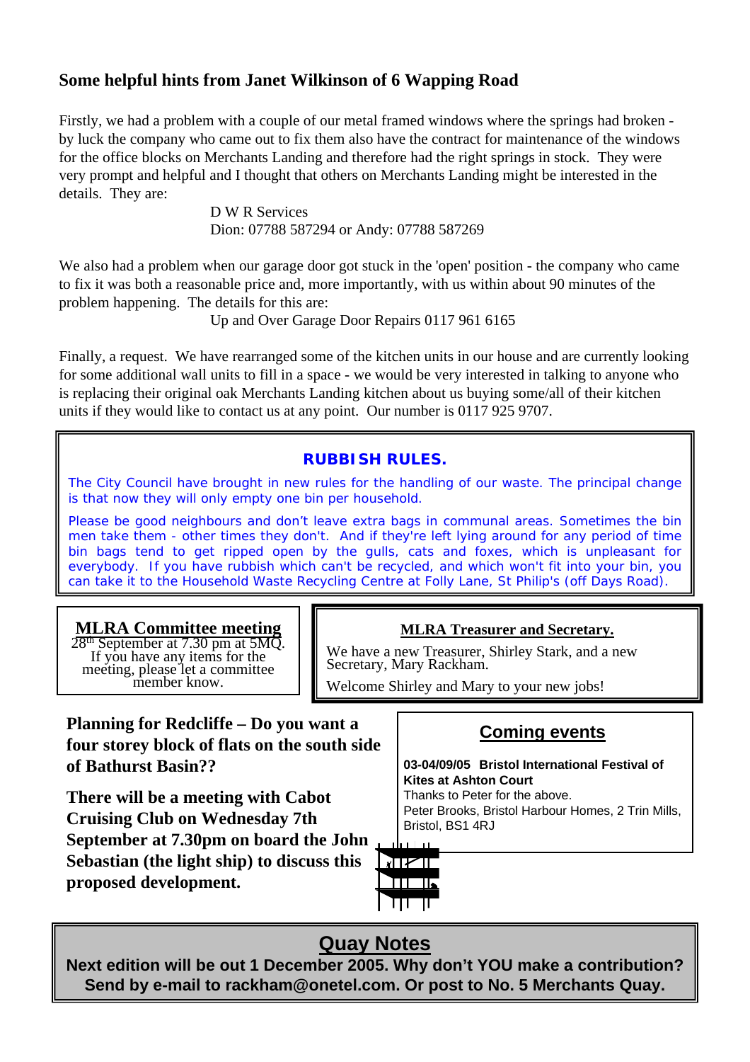## Some helpful hints from Janet Wilkinson of 6 Wapping Road

Firstly, we had a problem with a couple of our metal framed windows where the springs had broken - by luck the company who came out to fix them also have the contract for maintenance of the windows for the office blocks on Merchants Landing and therefore had the right springs in stock. They were very prompt and helpful and I thought that others on Merchants Landing might be interested in the details. They are:

D W R Services
Dion: 07788 587294 or Andy: 07788 587269

We also had a problem when our garage door got stuck in the 'open' position - the company who came to fix it was both a reasonable price and, more importantly, with us within about 90 minutes of the problem happening. The details for this are:

Up and Over Garage Door Repairs 0117 961 6165

Finally, a request. We have rearranged some of the kitchen units in our house and are currently looking for some additional wall units to fill in a space - we would be very interested in talking to anyone who is replacing their original oak Merchants Landing kitchen about us buying some/all of their kitchen units if they would like to contact us at any point. Our number is 0117 925 9707.

## RUBBISH RULES.

The City Council have brought in new rules for the handling of our waste. The principal change is that now they will only empty one bin per household.

Please be good neighbours and don't leave extra bags in communal areas. Sometimes the bin men take them - other times they don't. And if they're left lying around for any period of time bin bags tend to get ripped open by the gulls, cats and foxes, which is unpleasant for everybody. If you have rubbish which can't be recycled, and which won't fit into your bin, you can take it to the Household Waste Recycling Centre at Folly Lane, St Philip's (off Days Road).

## MLRA Committee meeting

28th September at 7.30 pm at 5MQ. If you have any items for the meeting, please let a committee member know.

## MLRA Treasurer and Secretary.

We have a new Treasurer, Shirley Stark, and a new Secretary, Mary Rackham.

Welcome Shirley and Mary to your new jobs!

## Planning for Redcliffe – Do you want a four storey block of flats on the south side of Bathurst Basin??

**There will be a meeting with Cabot Cruising Club on Wednesday 7th September at 7.30pm on board the John Sebastian (the light ship) to discuss this proposed development.**

## Coming events

**03-04/09/05 Bristol International Festival of Kites at Ashton Court**
Thanks to Peter for the above.
Peter Brooks, Bristol Harbour Homes, 2 Trin Mills, Bristol, BS1 4RJ

## Quay Notes

**Next edition will be out 1 December 2005. Why don't YOU make a contribution? Send by e-mail to rackham@onetel.com. Or post to No. 5 Merchants Quay.**